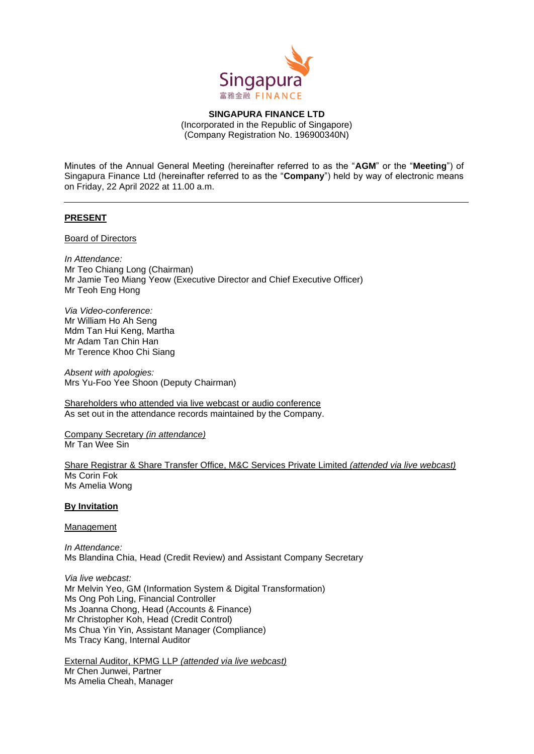**SINGAPURA FINANCE LTD**
(Incorporated in the Republic of Singapore)
(Company Registration No. 196900340N)

Minutes of the Annual General Meeting (hereinafter referred to as the "**AGM**" or the "**Meeting**") of Singapura Finance Ltd (hereinafter referred to as the "**Company**") held by way of electronic means on Friday, 22 April 2022 at 11.00 a.m.

---

**PRESENT**

Board of Directors

*In Attendance:*
Mr Teo Chiang Long (Chairman)
Mr Jamie Teo Miang Yeow (Executive Director and Chief Executive Officer)
Mr Teoh Eng Hong

*Via Video-conference:*
Mr William Ho Ah Seng
Mdm Tan Hui Keng, Martha
Mr Adam Tan Chin Han
Mr Terence Khoo Chi Siang

*Absent with apologies:*
Mrs Yu-Foo Yee Shoon (Deputy Chairman)

Shareholders who attended via live webcast or audio conference
As set out in the attendance records maintained by the Company.

Company Secretary *(in attendance)*
Mr Tan Wee Sin

Share Registrar & Share Transfer Office, M&C Services Private Limited *(attended via live webcast)*
Ms Corin Fok
Ms Amelia Wong

**By Invitation**

Management

*In Attendance:*
Ms Blandina Chia, Head (Credit Review) and Assistant Company Secretary

*Via live webcast:*
Mr Melvin Yeo, GM (Information System & Digital Transformation)
Ms Ong Poh Ling, Financial Controller
Ms Joanna Chong, Head (Accounts & Finance)
Mr Christopher Koh, Head (Credit Control)
Ms Chua Yin Yin, Assistant Manager (Compliance)
Ms Tracy Kang, Internal Auditor

External Auditor, KPMG LLP *(attended via live webcast)*
Mr Chen Junwei, Partner
Ms Amelia Cheah, Manager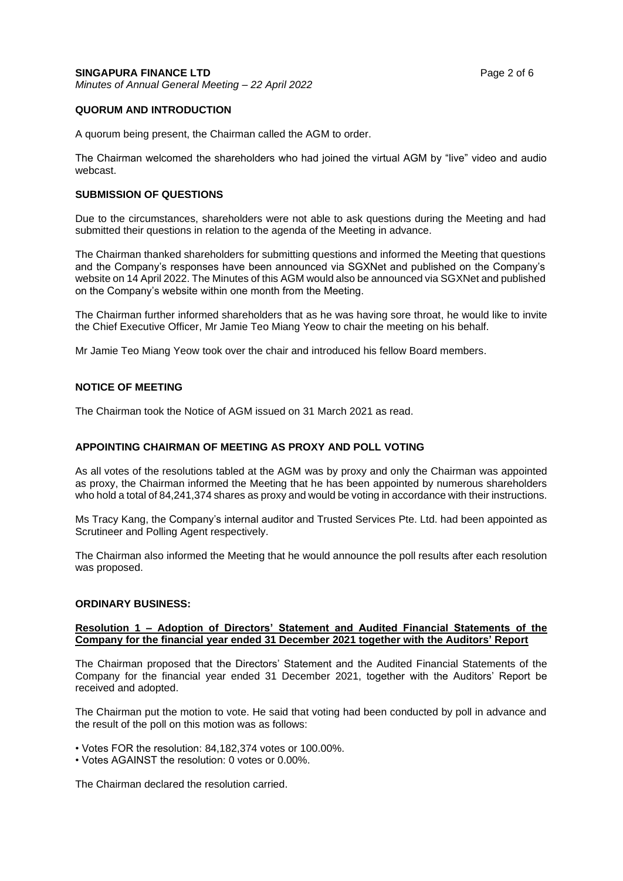**QUORUM AND INTRODUCTION**

A quorum being present, the Chairman called the AGM to order.

The Chairman welcomed the shareholders who had joined the virtual AGM by "live" video and audio webcast.

**SUBMISSION OF QUESTIONS**

Due to the circumstances, shareholders were not able to ask questions during the Meeting and had submitted their questions in relation to the agenda of the Meeting in advance.

The Chairman thanked shareholders for submitting questions and informed the Meeting that questions and the Company's responses have been announced via SGXNet and published on the Company's website on 14 April 2022. The Minutes of this AGM would also be announced via SGXNet and published on the Company's website within one month from the Meeting.

The Chairman further informed shareholders that as he was having sore throat, he would like to invite the Chief Executive Officer, Mr Jamie Teo Miang Yeow to chair the meeting on his behalf.

Mr Jamie Teo Miang Yeow took over the chair and introduced his fellow Board members.

**NOTICE OF MEETING**

The Chairman took the Notice of AGM issued on 31 March 2021 as read.

**APPOINTING CHAIRMAN OF MEETING AS PROXY AND POLL VOTING**

As all votes of the resolutions tabled at the AGM was by proxy and only the Chairman was appointed as proxy, the Chairman informed the Meeting that he has been appointed by numerous shareholders who hold a total of 84,241,374 shares as proxy and would be voting in accordance with their instructions.

Ms Tracy Kang, the Company's internal auditor and Trusted Services Pte. Ltd. had been appointed as Scrutineer and Polling Agent respectively.

The Chairman also informed the Meeting that he would announce the poll results after each resolution was proposed.

**ORDINARY BUSINESS:**

**Resolution 1 – Adoption of Directors' Statement and Audited Financial Statements of the Company for the financial year ended 31 December 2021 together with the Auditors' Report**

The Chairman proposed that the Directors' Statement and the Audited Financial Statements of the Company for the financial year ended 31 December 2021, together with the Auditors' Report be received and adopted.

The Chairman put the motion to vote. He said that voting had been conducted by poll in advance and the result of the poll on this motion was as follows:

- Votes FOR the resolution: 84,182,374 votes or 100.00%.
- Votes AGAINST the resolution: 0 votes or 0.00%.

The Chairman declared the resolution carried.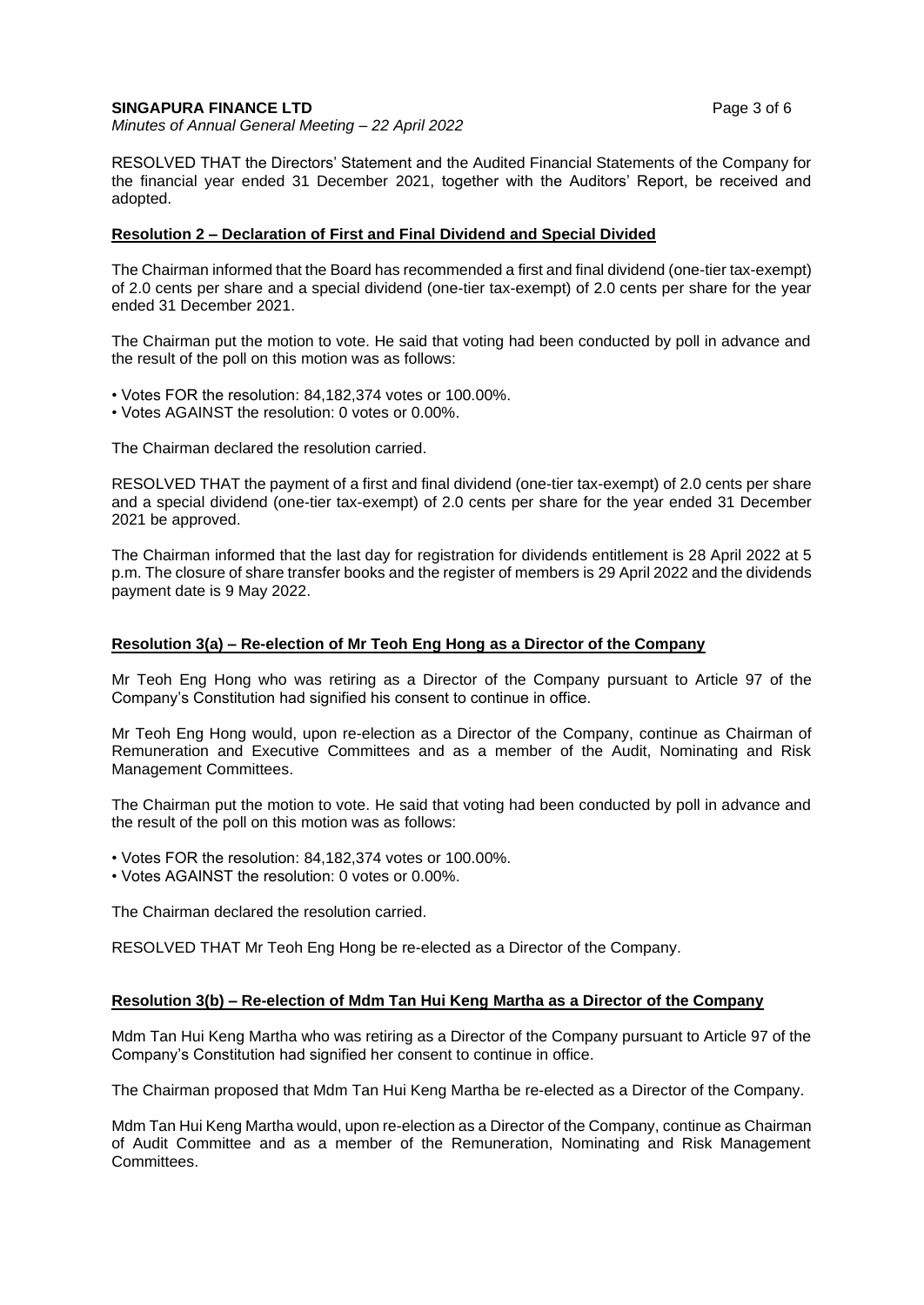RESOLVED THAT the Directors' Statement and the Audited Financial Statements of the Company for the financial year ended 31 December 2021, together with the Auditors' Report, be received and adopted.

**Resolution 2 – Declaration of First and Final Dividend and Special Divided**

The Chairman informed that the Board has recommended a first and final dividend (one-tier tax-exempt) of 2.0 cents per share and a special dividend (one-tier tax-exempt) of 2.0 cents per share for the year ended 31 December 2021.

The Chairman put the motion to vote. He said that voting had been conducted by poll in advance and the result of the poll on this motion was as follows:

- Votes FOR the resolution: 84,182,374 votes or 100.00%.
- Votes AGAINST the resolution: 0 votes or 0.00%.

The Chairman declared the resolution carried.

RESOLVED THAT the payment of a first and final dividend (one-tier tax-exempt) of 2.0 cents per share and a special dividend (one-tier tax-exempt) of 2.0 cents per share for the year ended 31 December 2021 be approved.

The Chairman informed that the last day for registration for dividends entitlement is 28 April 2022 at 5 p.m. The closure of share transfer books and the register of members is 29 April 2022 and the dividends payment date is 9 May 2022.

**Resolution 3(a) – Re-election of Mr Teoh Eng Hong as a Director of the Company**

Mr Teoh Eng Hong who was retiring as a Director of the Company pursuant to Article 97 of the Company's Constitution had signified his consent to continue in office.

Mr Teoh Eng Hong would, upon re-election as a Director of the Company, continue as Chairman of Remuneration and Executive Committees and as a member of the Audit, Nominating and Risk Management Committees.

The Chairman put the motion to vote. He said that voting had been conducted by poll in advance and the result of the poll on this motion was as follows:

- Votes FOR the resolution: 84,182,374 votes or 100.00%.
- Votes AGAINST the resolution: 0 votes or 0.00%.

The Chairman declared the resolution carried.

RESOLVED THAT Mr Teoh Eng Hong be re-elected as a Director of the Company.

**Resolution 3(b) – Re-election of Mdm Tan Hui Keng Martha as a Director of the Company**

Mdm Tan Hui Keng Martha who was retiring as a Director of the Company pursuant to Article 97 of the Company's Constitution had signified her consent to continue in office.

The Chairman proposed that Mdm Tan Hui Keng Martha be re-elected as a Director of the Company.

Mdm Tan Hui Keng Martha would, upon re-election as a Director of the Company, continue as Chairman of Audit Committee and as a member of the Remuneration, Nominating and Risk Management Committees.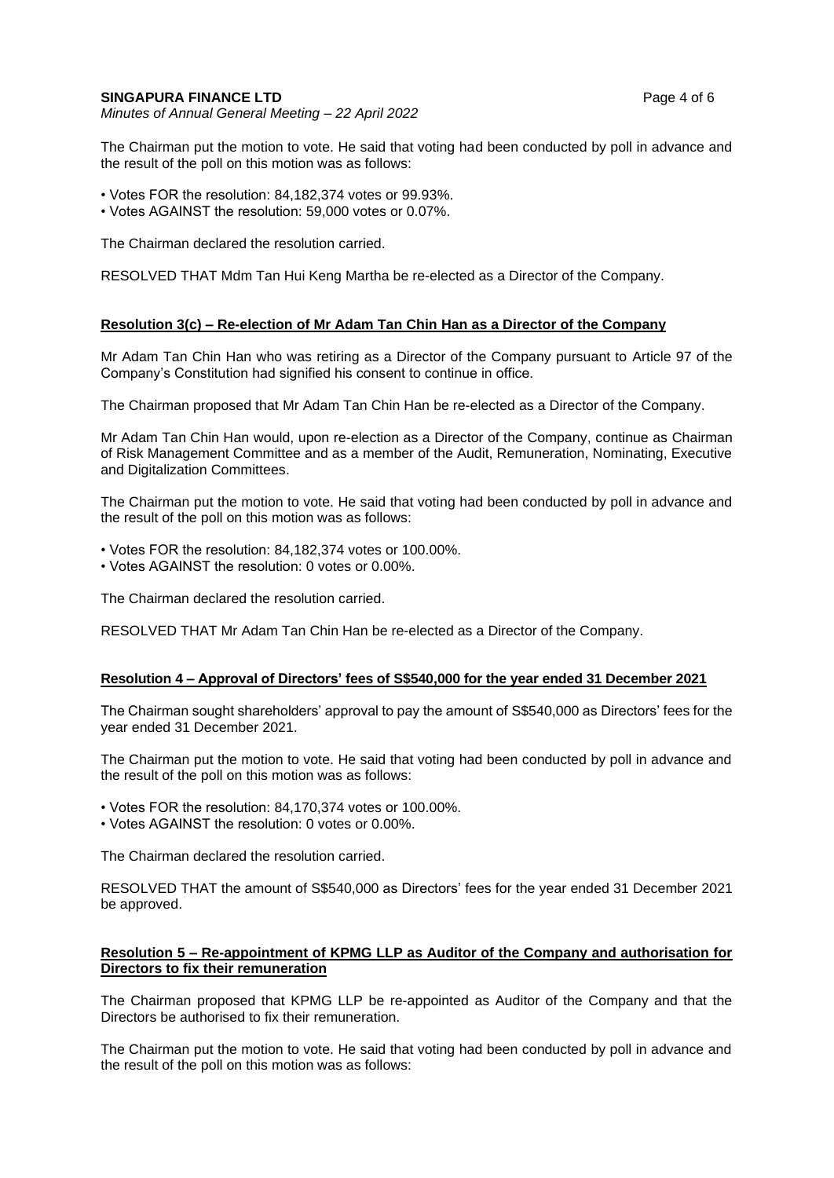The Chairman put the motion to vote. He said that voting had been conducted by poll in advance and the result of the poll on this motion was as follows:

- Votes FOR the resolution: 84,182,374 votes or 99.93%.
- Votes AGAINST the resolution: 59,000 votes or 0.07%.

The Chairman declared the resolution carried.

RESOLVED THAT Mdm Tan Hui Keng Martha be re-elected as a Director of the Company.

**Resolution 3(c) – Re-election of Mr Adam Tan Chin Han as a Director of the Company**

Mr Adam Tan Chin Han who was retiring as a Director of the Company pursuant to Article 97 of the Company's Constitution had signified his consent to continue in office.

The Chairman proposed that Mr Adam Tan Chin Han be re-elected as a Director of the Company.

Mr Adam Tan Chin Han would, upon re-election as a Director of the Company, continue as Chairman of Risk Management Committee and as a member of the Audit, Remuneration, Nominating, Executive and Digitalization Committees.

The Chairman put the motion to vote. He said that voting had been conducted by poll in advance and the result of the poll on this motion was as follows:

- Votes FOR the resolution: 84,182,374 votes or 100.00%.
- Votes AGAINST the resolution: 0 votes or 0.00%.

The Chairman declared the resolution carried.

RESOLVED THAT Mr Adam Tan Chin Han be re-elected as a Director of the Company.

**Resolution 4 – Approval of Directors' fees of S$540,000 for the year ended 31 December 2021**

The Chairman sought shareholders' approval to pay the amount of S$540,000 as Directors' fees for the year ended 31 December 2021.

The Chairman put the motion to vote. He said that voting had been conducted by poll in advance and the result of the poll on this motion was as follows:

- Votes FOR the resolution: 84,170,374 votes or 100.00%.
- Votes AGAINST the resolution: 0 votes or 0.00%.

The Chairman declared the resolution carried.

RESOLVED THAT the amount of S$540,000 as Directors' fees for the year ended 31 December 2021 be approved.

**Resolution 5 – Re-appointment of KPMG LLP as Auditor of the Company and authorisation for Directors to fix their remuneration**

The Chairman proposed that KPMG LLP be re-appointed as Auditor of the Company and that the Directors be authorised to fix their remuneration.

The Chairman put the motion to vote. He said that voting had been conducted by poll in advance and the result of the poll on this motion was as follows: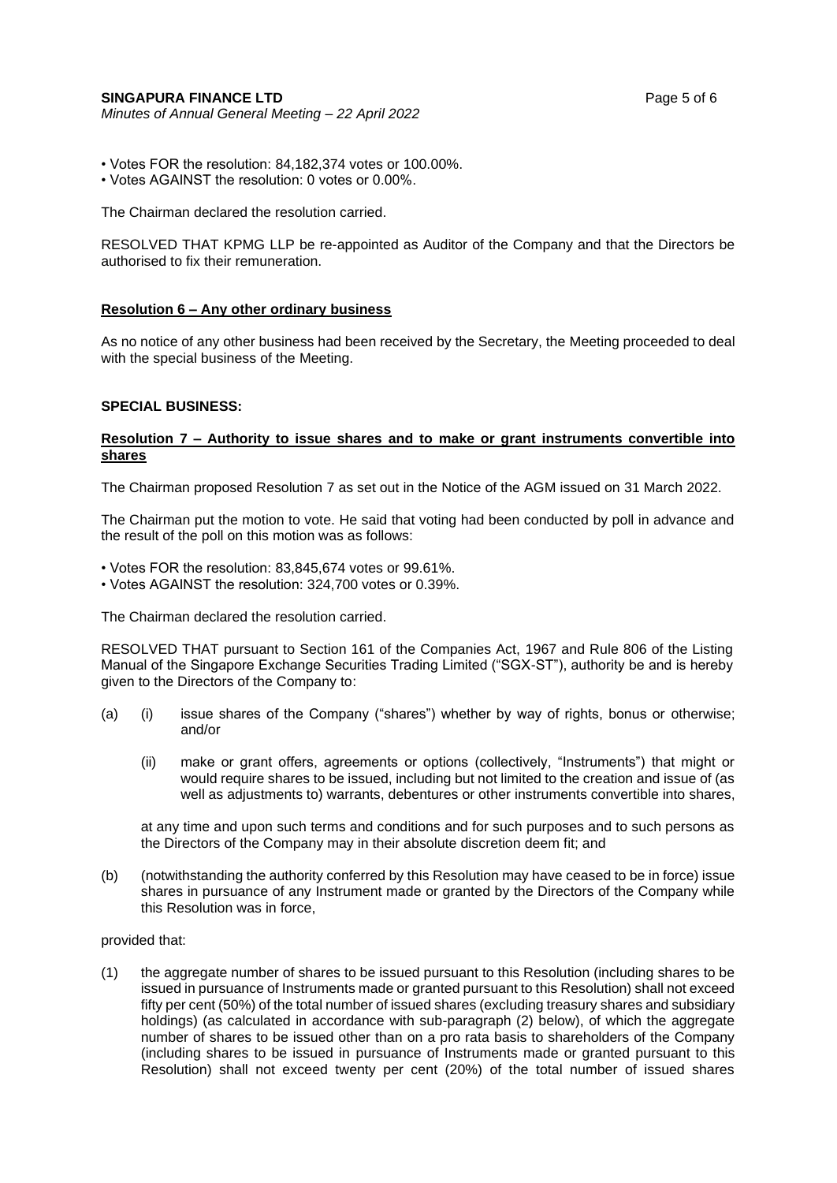• Votes FOR the resolution: 84,182,374 votes or 100.00%.
• Votes AGAINST the resolution: 0 votes or 0.00%.

The Chairman declared the resolution carried.

RESOLVED THAT KPMG LLP be re-appointed as Auditor of the Company and that the Directors be authorised to fix their remuneration.

**Resolution 6 – Any other ordinary business**

As no notice of any other business had been received by the Secretary, the Meeting proceeded to deal with the special business of the Meeting.

**SPECIAL BUSINESS:**

**Resolution 7 – Authority to issue shares and to make or grant instruments convertible into shares**

The Chairman proposed Resolution 7 as set out in the Notice of the AGM issued on 31 March 2022.

The Chairman put the motion to vote. He said that voting had been conducted by poll in advance and the result of the poll on this motion was as follows:

• Votes FOR the resolution: 83,845,674 votes or 99.61%.
• Votes AGAINST the resolution: 324,700 votes or 0.39%.

The Chairman declared the resolution carried.

RESOLVED THAT pursuant to Section 161 of the Companies Act, 1967 and Rule 806 of the Listing Manual of the Singapore Exchange Securities Trading Limited ("SGX-ST"), authority be and is hereby given to the Directors of the Company to:

(a) (i) issue shares of the Company ("shares") whether by way of rights, bonus or otherwise; and/or

(ii) make or grant offers, agreements or options (collectively, "Instruments") that might or would require shares to be issued, including but not limited to the creation and issue of (as well as adjustments to) warrants, debentures or other instruments convertible into shares,

at any time and upon such terms and conditions and for such purposes and to such persons as the Directors of the Company may in their absolute discretion deem fit; and

(b) (notwithstanding the authority conferred by this Resolution may have ceased to be in force) issue shares in pursuance of any Instrument made or granted by the Directors of the Company while this Resolution was in force,

provided that:

(1) the aggregate number of shares to be issued pursuant to this Resolution (including shares to be issued in pursuance of Instruments made or granted pursuant to this Resolution) shall not exceed fifty per cent (50%) of the total number of issued shares (excluding treasury shares and subsidiary holdings) (as calculated in accordance with sub-paragraph (2) below), of which the aggregate number of shares to be issued other than on a pro rata basis to shareholders of the Company (including shares to be issued in pursuance of Instruments made or granted pursuant to this Resolution) shall not exceed twenty per cent (20%) of the total number of issued shares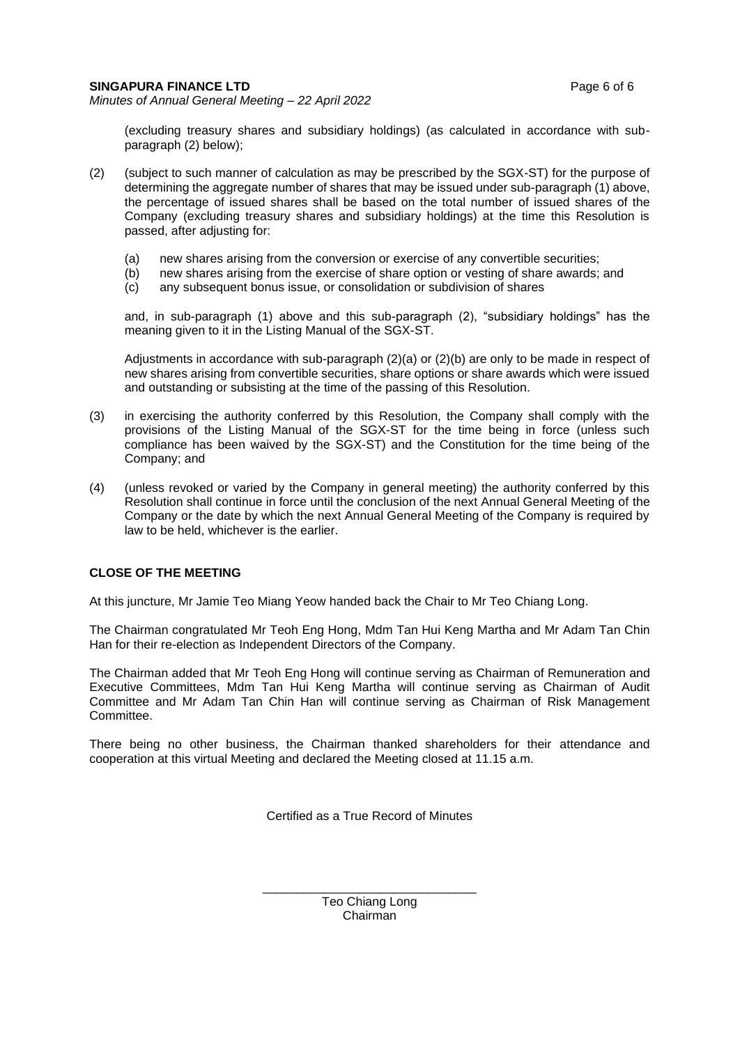(excluding treasury shares and subsidiary holdings) (as calculated in accordance with sub-paragraph (2) below);

(2) (subject to such manner of calculation as may be prescribed by the SGX-ST) for the purpose of determining the aggregate number of shares that may be issued under sub-paragraph (1) above, the percentage of issued shares shall be based on the total number of issued shares of the Company (excluding treasury shares and subsidiary holdings) at the time this Resolution is passed, after adjusting for:

   (a) new shares arising from the conversion or exercise of any convertible securities;
   (b) new shares arising from the exercise of share option or vesting of share awards; and
   (c) any subsequent bonus issue, or consolidation or subdivision of shares

   and, in sub-paragraph (1) above and this sub-paragraph (2), "subsidiary holdings" has the meaning given to it in the Listing Manual of the SGX-ST.

   Adjustments in accordance with sub-paragraph (2)(a) or (2)(b) are only to be made in respect of new shares arising from convertible securities, share options or share awards which were issued and outstanding or subsisting at the time of the passing of this Resolution.

(3) in exercising the authority conferred by this Resolution, the Company shall comply with the provisions of the Listing Manual of the SGX-ST for the time being in force (unless such compliance has been waived by the SGX-ST) and the Constitution for the time being of the Company; and

(4) (unless revoked or varied by the Company in general meeting) the authority conferred by this Resolution shall continue in force until the conclusion of the next Annual General Meeting of the Company or the date by which the next Annual General Meeting of the Company is required by law to be held, whichever is the earlier.

**CLOSE OF THE MEETING**

At this juncture, Mr Jamie Teo Miang Yeow handed back the Chair to Mr Teo Chiang Long.

The Chairman congratulated Mr Teoh Eng Hong, Mdm Tan Hui Keng Martha and Mr Adam Tan Chin Han for their re-election as Independent Directors of the Company.

The Chairman added that Mr Teoh Eng Hong will continue serving as Chairman of Remuneration and Executive Committees, Mdm Tan Hui Keng Martha will continue serving as Chairman of Audit Committee and Mr Adam Tan Chin Han will continue serving as Chairman of Risk Management Committee.

There being no other business, the Chairman thanked shareholders for their attendance and cooperation at this virtual Meeting and declared the Meeting closed at 11.15 a.m.

Certified as a True Record of Minutes

\_\_\_\_\_\_\_\_\_\_\_\_\_\_\_\_\_\_\_\_\_\_\_\_\_\_\_\_\_\_\_\_

Teo Chiang Long
Chairman